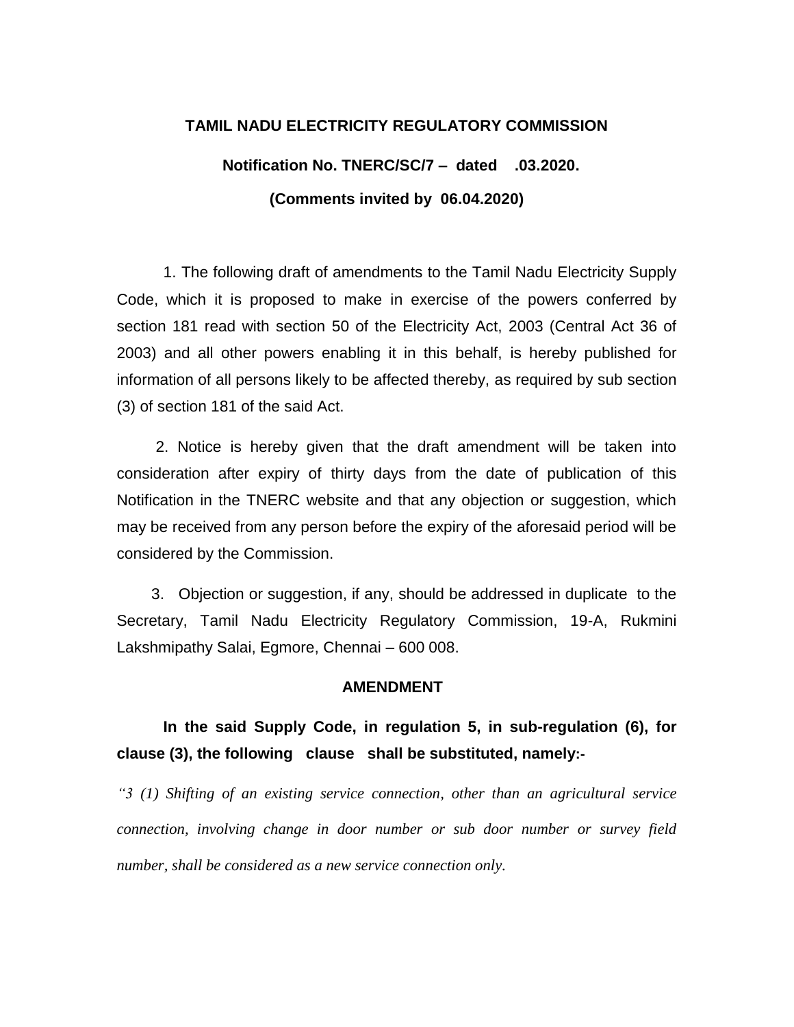**TAMIL NADU ELECTRICITY REGULATORY COMMISSION**

**Notification No. TNERC/SC/7 – dated .03.2020.**

**(Comments invited by 06.04.2020)**

1. The following draft of amendments to the Tamil Nadu Electricity Supply Code, which it is proposed to make in exercise of the powers conferred by section 181 read with section 50 of the Electricity Act, 2003 (Central Act 36 of 2003) and all other powers enabling it in this behalf, is hereby published for information of all persons likely to be affected thereby, as required by sub section (3) of section 181 of the said Act.

2. Notice is hereby given that the draft amendment will be taken into consideration after expiry of thirty days from the date of publication of this Notification in the TNERC website and that any objection or suggestion, which may be received from any person before the expiry of the aforesaid period will be considered by the Commission.

3. Objection or suggestion, if any, should be addressed in duplicate to the Secretary, Tamil Nadu Electricity Regulatory Commission, 19-A, Rukmini Lakshmipathy Salai, Egmore, Chennai – 600 008.

**AMENDMENT**

**In the said Supply Code, in regulation 5, in sub-regulation (6), for clause (3), the following clause shall be substituted, namely:-**

*"3 (1) Shifting of an existing service connection, other than an agricultural service connection, involving change in door number or sub door number or survey field number, shall be considered as a new service connection only.*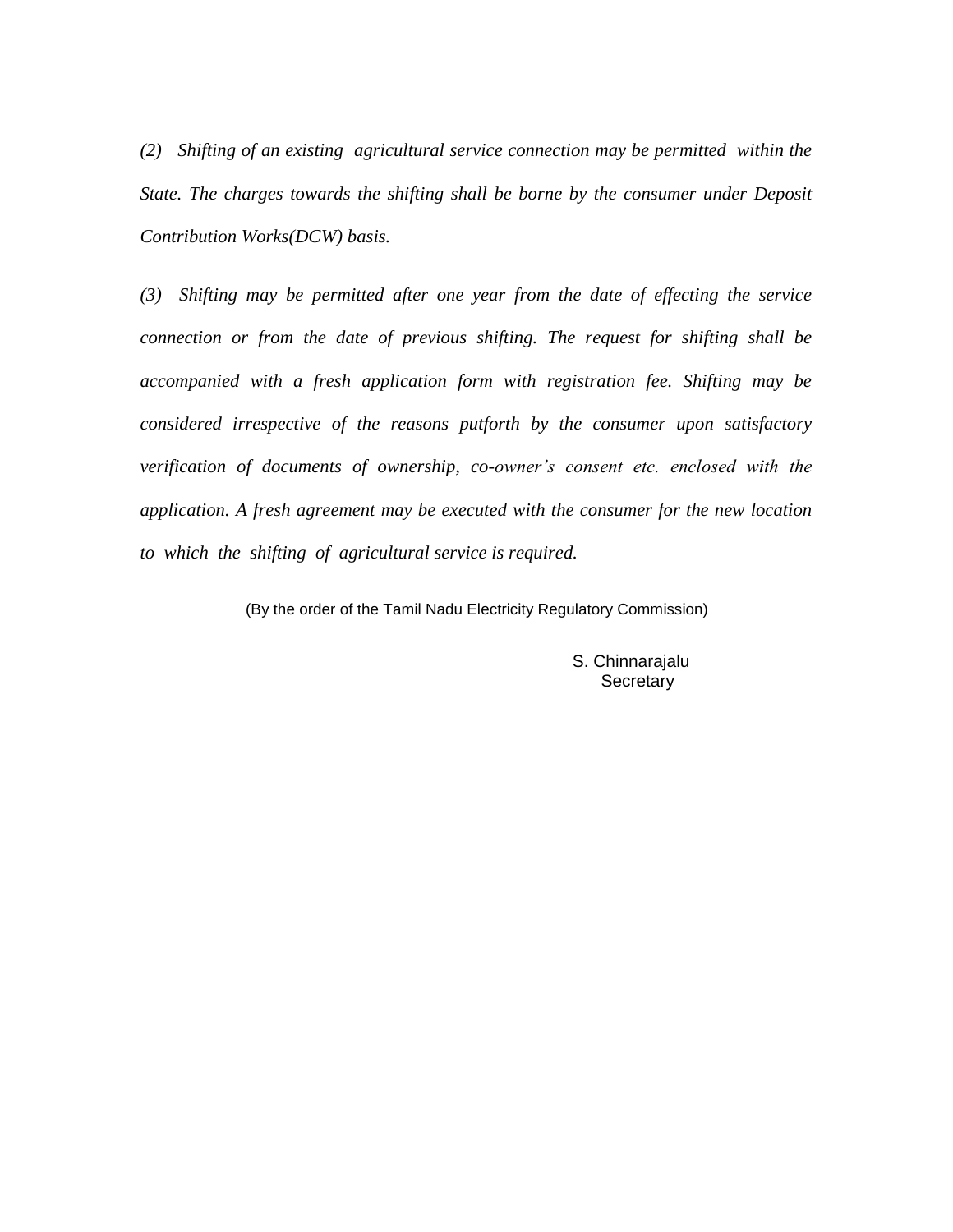*(2) Shifting of an existing agricultural service connection may be permitted within the State. The charges towards the shifting shall be borne by the consumer under Deposit Contribution Works(DCW) basis.*

*(3) Shifting may be permitted after one year from the date of effecting the service connection or from the date of previous shifting. The request for shifting shall be accompanied with a fresh application form with registration fee. Shifting may be considered irrespective of the reasons putforth by the consumer upon satisfactory verification of documents of ownership, co-owner's consent etc. enclosed with the application. A fresh agreement may be executed with the consumer for the new location to which the shifting of agricultural service is required.*

(By the order of the Tamil Nadu Electricity Regulatory Commission)

S. Chinnarajalu
Secretary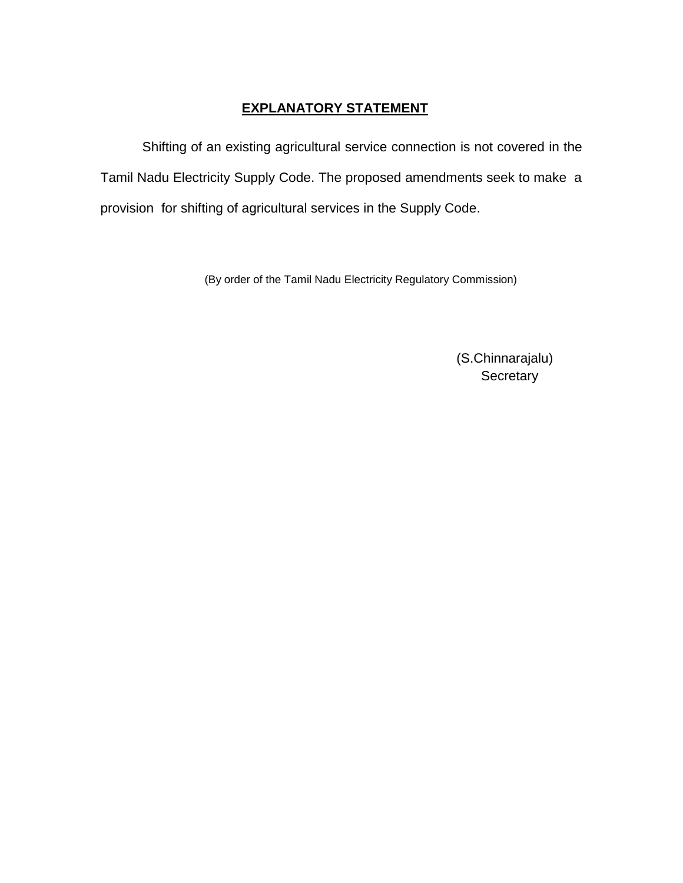## EXPLANATORY STATEMENT

Shifting of an existing agricultural service connection is not covered in the Tamil Nadu Electricity Supply Code. The proposed amendments seek to make a provision for shifting of agricultural services in the Supply Code.

(By order of the Tamil Nadu Electricity Regulatory Commission)

(S.Chinnarajalu)
Secretary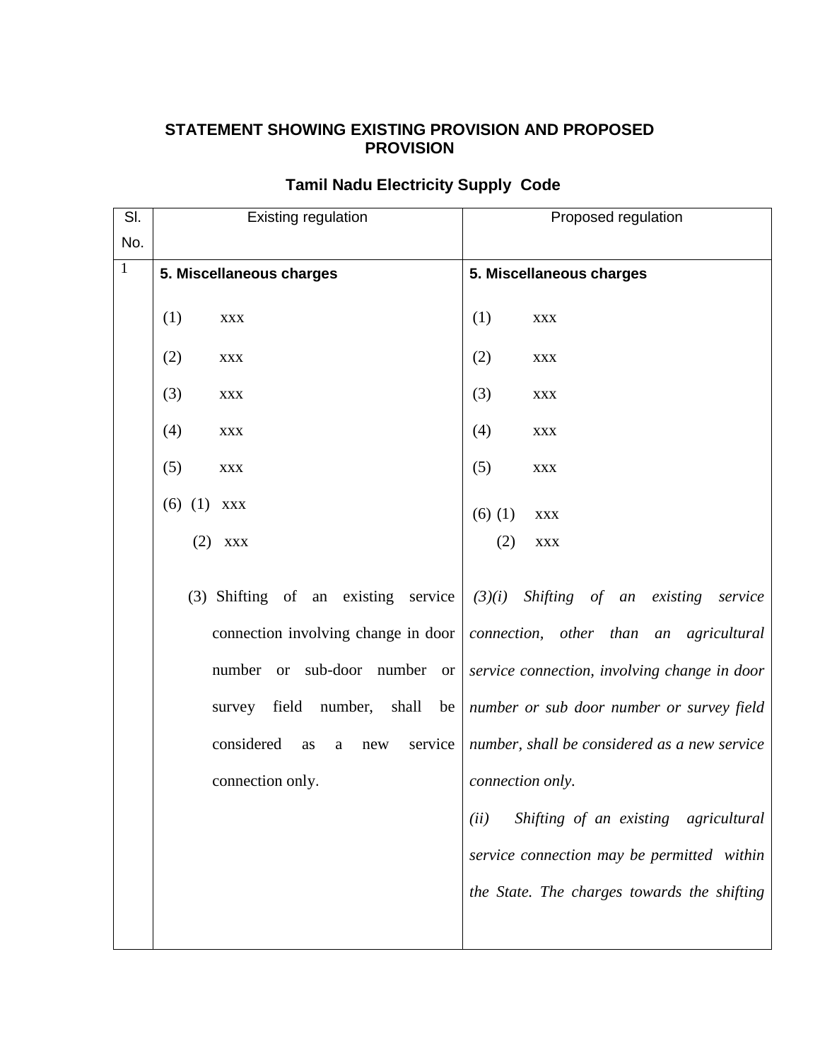**STATEMENT SHOWING EXISTING PROVISION AND PROPOSED PROVISION**

**Tamil Nadu Electricity Supply Code**

| Sl. No. | Existing regulation | Proposed regulation |
|---|---|---|
| 1 | **5. Miscellaneous charges**<br><br>(1) xxx<br><br>(2) xxx<br><br>(3) xxx<br><br>(4) xxx<br><br>(5) xxx<br><br>(6) (1) xxx<br><br>(2) xxx<br><br>(3) Shifting of an existing service connection involving change in door number or sub-door number or survey field number, shall be considered as a new service connection only. | **5. Miscellaneous charges**<br><br>(1) xxx<br><br>(2) xxx<br><br>(3) xxx<br><br>(4) xxx<br><br>(5) xxx<br><br>(6) (1) xxx<br><br>(2) xxx<br><br>*(3)(i) Shifting of an existing service connection, other than an agricultural service connection, involving change in door number or sub door number or survey field number, shall be considered as a new service connection only.*<br><br>*(ii) Shifting of an existing agricultural service connection may be permitted within the State. The charges towards the shifting* |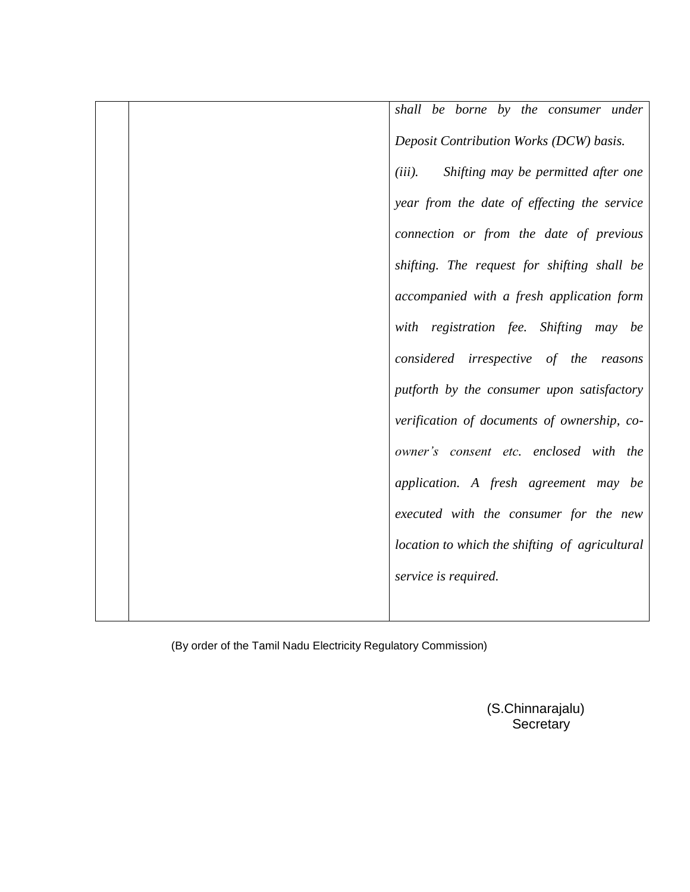| | | |
|---|---|---|
| | | *shall be borne by the consumer under Deposit Contribution Works (DCW) basis.* <br> *(iii). Shifting may be permitted after one year from the date of effecting the service connection or from the date of previous shifting. The request for shifting shall be accompanied with a fresh application form with registration fee. Shifting may be considered irrespective of the reasons putforth by the consumer upon satisfactory verification of documents of ownership, co-owner's consent etc. enclosed with the application. A fresh agreement may be executed with the consumer for the new location to which the shifting of agricultural service is required.* |

(By order of the Tamil Nadu Electricity Regulatory Commission)

(S.Chinnarajalu)
Secretary